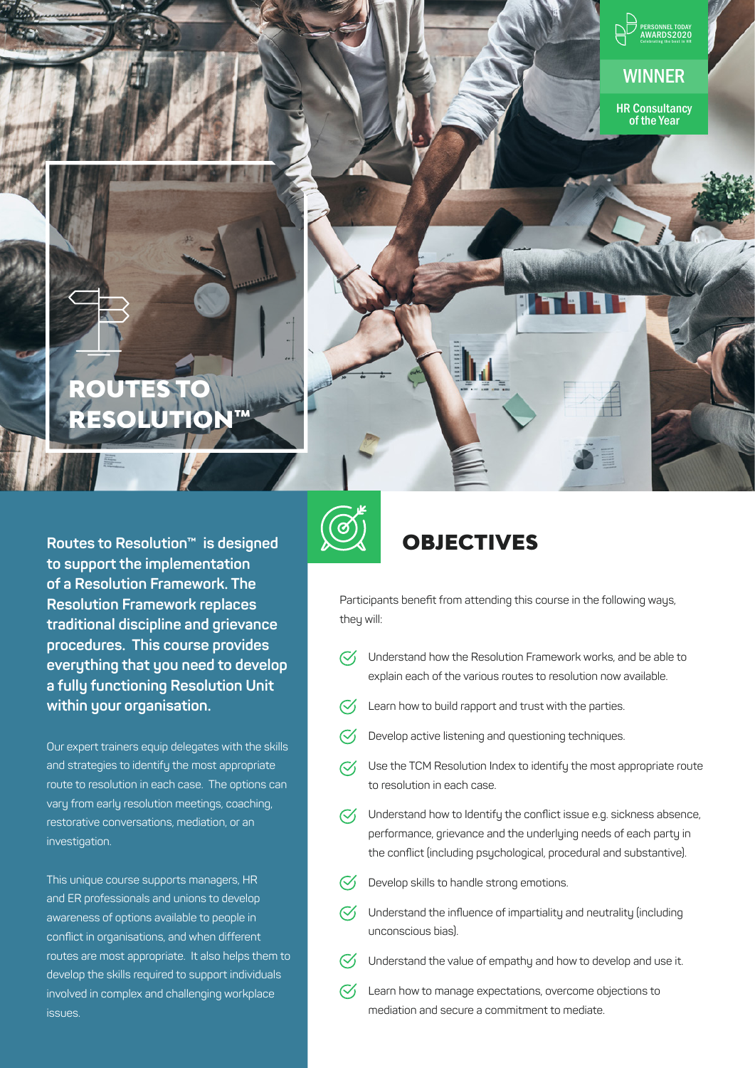PERSONNEL TODAY AWARDS2020

Celebrating the best in HR

**WINNER**

**HR Consultancy of the Year**

# ROUTES TO RESOLUTION™

**Routes to Resolution™ is designed to support the implementation of a Resolution Framework. The Resolution Framework replaces traditional discipline and grievance procedures. This course provides everything that you need to develop a fully functioning Resolution Unit within your organisation.**

Our expert trainers equip delegates with the skills and strategies to identify the most appropriate route to resolution in each case. The options can vary from early resolution meetings, coaching, restorative conversations, mediation, or an investigation.

This unique course supports managers, HR and ER professionals and unions to develop awareness of options available to people in conflict in organisations, and when different routes are most appropriate. It also helps them to develop the skills required to support individuals involved in complex and challenging workplace issues.

## OBJECTIVES

Participants benefit from attending this course in the following ways, they will:

- Understand how the Resolution Framework works, and be able to explain each of the various routes to resolution now available.
- Learn how to build rapport and trust with the parties.
- Develop active listening and questioning techniques.
- Use the TCM Resolution Index to identify the most appropriate route to resolution in each case.
- Understand how to Identify the conflict issue e.g. sickness absence, performance, grievance and the underlying needs of each party in the conflict (including psychological, procedural and substantive).
- Develop skills to handle strong emotions.
- Understand the influence of impartiality and neutrality (including unconscious bias).
- Understand the value of empathy and how to develop and use it.
- Learn how to manage expectations, overcome objections to mediation and secure a commitment to mediate.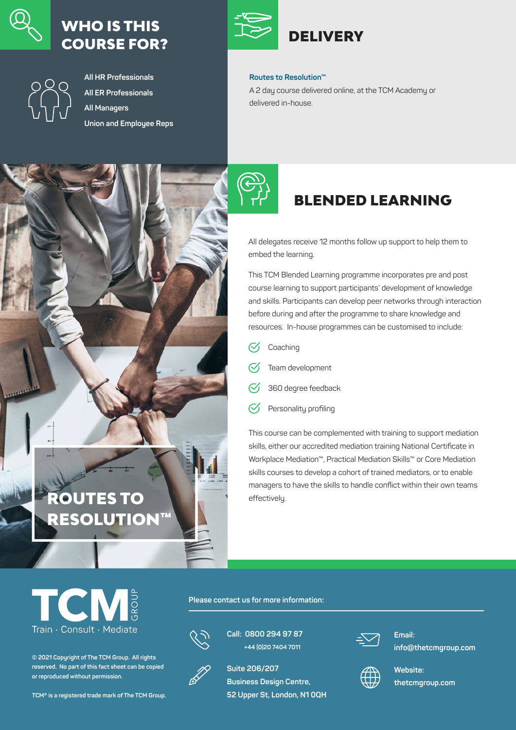## WHO IS THIS COURSE FOR?

- All HR Professionals
- All ER Professionals
- All Managers
- Union and Employee Reps

## DELIVERY

**Routes to Resolution™**

A 2 day course delivered online, at the TCM Academy or delivered in-house.

## ROUTES TO RESOLUTION™

## BLENDED LEARNING

All delegates receive 12 months follow up support to help them to embed the learning.

This TCM Blended Learning programme incorporates pre and post course learning to support participants' development of knowledge and skills. Participants can develop peer networks through interaction before during and after the programme to share knowledge and resources. In-house programmes can be customised to include:

- Coaching
- Team development
- 360 degree feedback
- Personality profiling

This course can be complemented with training to support mediation skills, either our accredited mediation training National Certificate in Workplace Mediation™, Practical Mediation Skills™ or Core Mediation skills courses to develop a cohort of trained mediators, or to enable managers to have the skills to handle conflict within their own teams effectively.

**TCM GROUP**
Train · Consult · Mediate

**© 2021 Copyright of The TCM Group. All rights reserved. No part of this fact sheet can be copied or reproduced without permission.**

**TCM® is a registered trade mark of The TCM Group.**

**Please contact us for more information:**

**Call: 0800 294 97 87**
**+44 (0)20 7404 7011**

**Suite 206/207**
**Business Design Centre,**
**52 Upper St, London, N1 0QH**

**Email:**
**info@thetcmgroup.com**

**Website:**
**thetcmgroup.com**